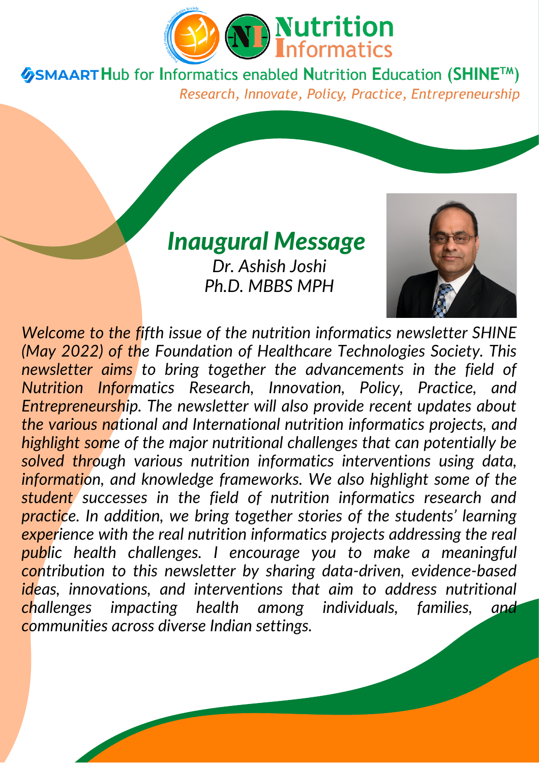Nutrition Informatics

SMAART Hub for Informatics enabled Nutrition Education (SHINE™)

*Research, Innovate, Policy, Practice, Entrepreneurship*

# *Inaugural Message*

*Dr. Ashish Joshi*
*Ph.D. MBBS MPH*

*Welcome to the fifth issue of the nutrition informatics newsletter SHINE (May 2022) of the Foundation of Healthcare Technologies Society. This newsletter aims to bring together the advancements in the field of Nutrition Informatics Research, Innovation, Policy, Practice, and Entrepreneurship. The newsletter will also provide recent updates about the various national and International nutrition informatics projects, and highlight some of the major nutritional challenges that can potentially be solved through various nutrition informatics interventions using data, information, and knowledge frameworks. We also highlight some of the student successes in the field of nutrition informatics research and practice. In addition, we bring together stories of the students' learning experience with the real nutrition informatics projects addressing the real public health challenges. I encourage you to make a meaningful contribution to this newsletter by sharing data-driven, evidence-based ideas, innovations, and interventions that aim to address nutritional challenges impacting health among individuals, families, and communities across diverse Indian settings.*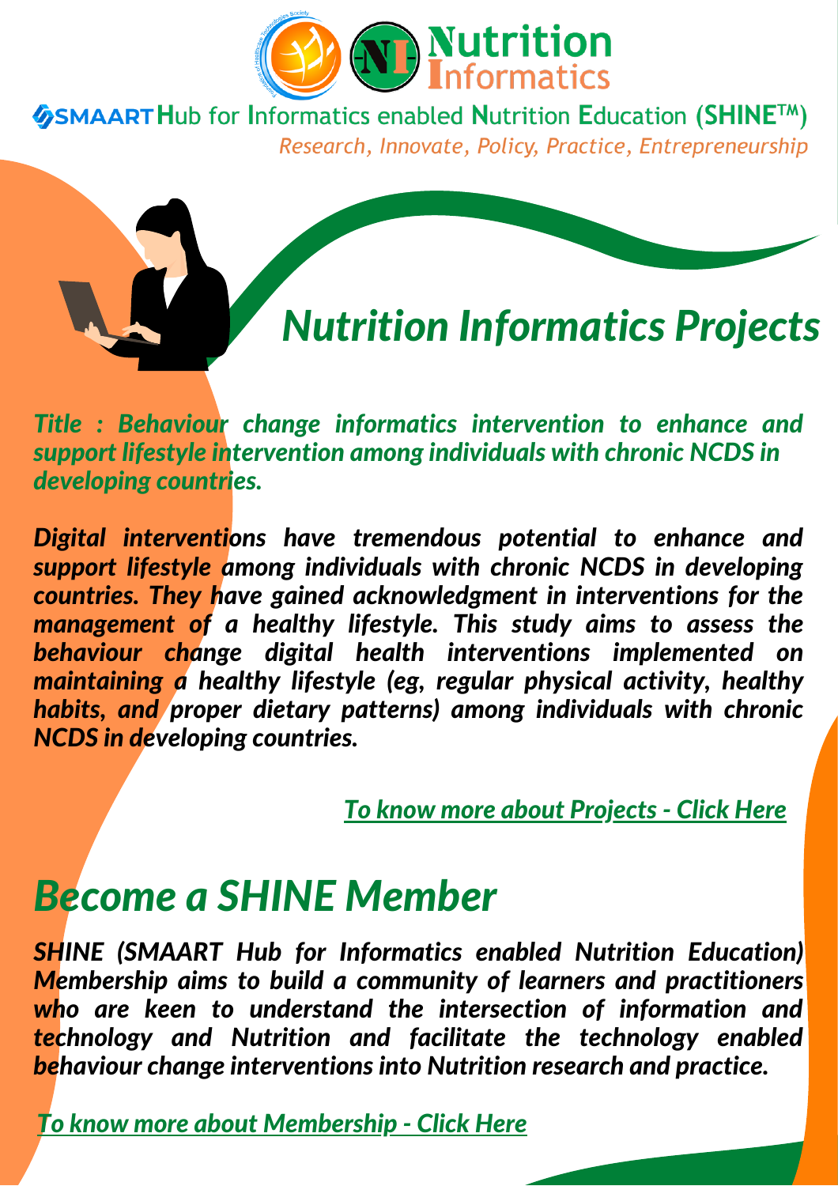# Nutrition Informatics

SMAART Hub for Informatics enabled Nutrition Education (SHINE™)

*Research, Innovate, Policy, Practice, Entrepreneurship*

## *Nutrition Informatics Projects*

***Title : Behaviour change informatics intervention to enhance and support lifestyle intervention among individuals with chronic NCDS in developing countries.***

***Digital interventions have tremendous potential to enhance and support lifestyle among individuals with chronic NCDS in developing countries. They have gained acknowledgment in interventions for the management of a healthy lifestyle. This study aims to assess the behaviour change digital health interventions implemented on maintaining a healthy lifestyle (eg, regular physical activity, healthy habits, and proper dietary patterns) among individuals with chronic NCDS in developing countries.***

***To know more about Projects - Click Here***

## *Become a SHINE Member*

***SHINE (SMAART Hub for Informatics enabled Nutrition Education) Membership aims to build a community of learners and practitioners who are keen to understand the intersection of information and technology and Nutrition and facilitate the technology enabled behaviour change interventions into Nutrition research and practice.***

***To know more about Membership - Click Here***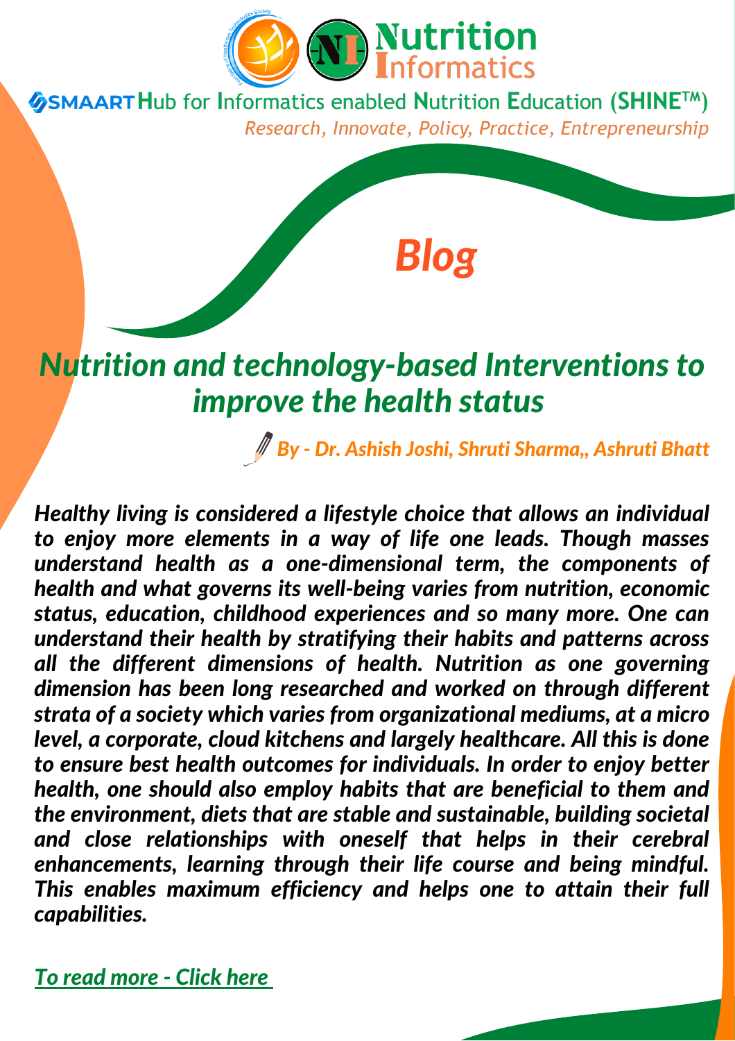Nutrition Informatics

**SMAART Hub for Informatics enabled Nutrition Education (SHINE™)**

*Research, Innovate, Policy, Practice, Entrepreneurship*

# *Blog*

## *Nutrition and technology-based Interventions to improve the health status*

***By - Dr. Ashish Joshi, Shruti Sharma,, Ashruti Bhatt***

***Healthy living is considered a lifestyle choice that allows an individual to enjoy more elements in a way of life one leads. Though masses understand health as a one-dimensional term, the components of health and what governs its well-being varies from nutrition, economic status, education, childhood experiences and so many more. One can understand their health by stratifying their habits and patterns across all the different dimensions of health. Nutrition as one governing dimension has been long researched and worked on through different strata of a society which varies from organizational mediums, at a micro level, a corporate, cloud kitchens and largely healthcare. All this is done to ensure best health outcomes for individuals. In order to enjoy better health, one should also employ habits that are beneficial to them and the environment, diets that are stable and sustainable, building societal and close relationships with oneself that helps in their cerebral enhancements, learning through their life course and being mindful. This enables maximum efficiency and helps one to attain their full capabilities.***

***To read more - Click here***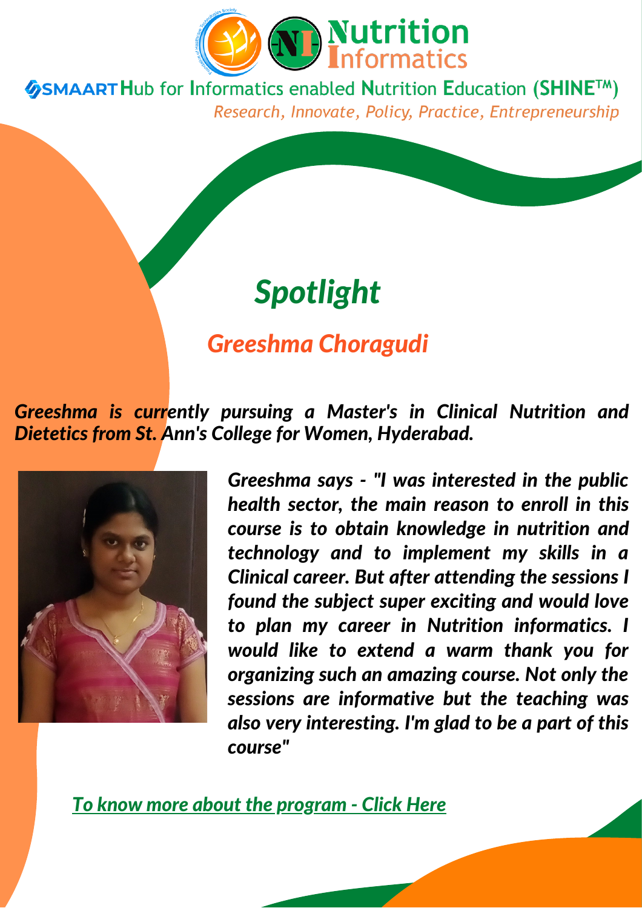# Nutrition Informatics

**SMAART Hub for Informatics enabled Nutrition Education (SHINE™)**

*Research, Innovate, Policy, Practice, Entrepreneurship*

## *Spotlight*

### *Greeshma Choragudi*

***Greeshma is currently pursuing a Master's in Clinical Nutrition and Dietetics from St. Ann's College for Women, Hyderabad.***

***Greeshma says - "I was interested in the public health sector, the main reason to enroll in this course is to obtain knowledge in nutrition and technology and to implement my skills in a Clinical career. But after attending the sessions I found the subject super exciting and would love to plan my career in Nutrition informatics. I would like to extend a warm thank you for organizing such an amazing course. Not only the sessions are informative but the teaching was also very interesting. I'm glad to be a part of this course"***

***To know more about the program - Click Here***